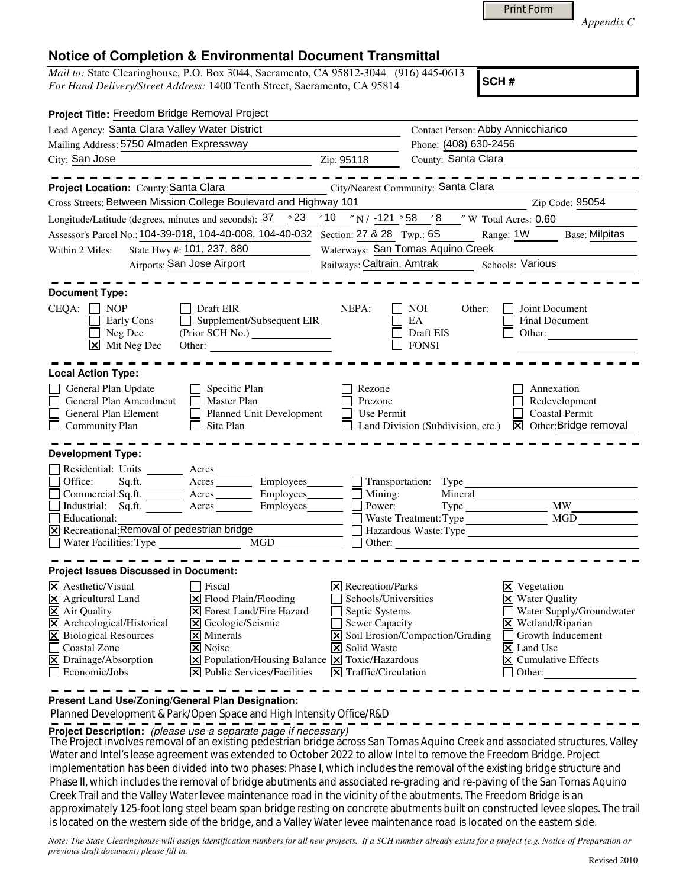*Appendix C*

# Notice of Completion & Environmental Document Transmittal

*Mail to:* State Clearinghouse, P.O. Box 3044, Sacramento, CA 95812-3044 (916) 445-0613
*For Hand Delivery/Street Address:* 1400 Tenth Street, Sacramento, CA 95814

**SCH #**

**Project Title:** Freedom Bridge Removal Project

Lead Agency: Santa Clara Valley Water District
Contact Person: Abby Annicchiarico

Mailing Address: 5750 Almaden Expressway
Phone: (408) 630-2456

City: San Jose
Zip: 95118
County: Santa Clara

---

**Project Location:** County: Santa Clara
City/Nearest Community: Santa Clara

Cross Streets: Between Mission College Boulevard and Highway 101
Zip Code: 95054

Longitude/Latitude (degrees, minutes and seconds): 37 ° 23 ′ 10 ″ N / -121 ° 58 ′ 8 ″ W Total Acres: 0.60

Assessor's Parcel No.: 104-39-018, 104-40-008, 104-40-032 Section: 27 & 28 Twp.: 6S Range: 1W Base: Milpitas

Within 2 Miles: State Hwy #: 101, 237, 880 Waterways: San Tomas Aquino Creek

Airports: San Jose Airport Railways: Caltrain, Amtrak Schools: Various

---

**Document Type:**

CEQA:
- [ ] NOP
- [ ] Early Cons
- [ ] Neg Dec
- [x] Mit Neg Dec
- [ ] Draft EIR
- [ ] Supplement/Subsequent EIR (Prior SCH No.)
- [ ] Other:

NEPA:
- [ ] NOI
- [ ] EA
- [ ] Draft EIS
- [ ] FONSI

Other:
- [ ] Joint Document
- [ ] Final Document
- [ ] Other:

---

**Local Action Type:**

- [ ] General Plan Update
- [ ] General Plan Amendment
- [ ] General Plan Element
- [ ] Community Plan
- [ ] Specific Plan
- [ ] Master Plan
- [ ] Planned Unit Development
- [ ] Site Plan
- [ ] Rezone
- [ ] Prezone
- [ ] Use Permit
- [ ] Land Division (Subdivision, etc.)
- [ ] Annexation
- [ ] Redevelopment
- [ ] Coastal Permit
- [x] Other: Bridge removal

---

**Development Type:**

- [ ] Residential: Units ___ Acres ___
- [ ] Office: Sq.ft. ___ Acres ___ Employees ___
- [ ] Commercial: Sq.ft. ___ Acres ___ Employees ___
- [ ] Industrial: Sq.ft. ___ Acres ___ Employees ___
- [ ] Educational:
- [x] Recreational: Removal of pedestrian bridge
- [ ] Water Facilities: Type ___ MGD ___
- [ ] Transportation: Type
- [ ] Mining: Mineral
- [ ] Power: Type ___ MW
- [ ] Waste Treatment: Type ___ MGD
- [ ] Hazardous Waste: Type
- [ ] Other:

---

**Project Issues Discussed in Document:**

- [x] Aesthetic/Visual
- [x] Agricultural Land
- [x] Air Quality
- [x] Archeological/Historical
- [x] Biological Resources
- [ ] Coastal Zone
- [x] Drainage/Absorption
- [ ] Economic/Jobs
- [ ] Fiscal
- [x] Flood Plain/Flooding
- [x] Forest Land/Fire Hazard
- [x] Geologic/Seismic
- [x] Minerals
- [x] Noise
- [x] Population/Housing Balance
- [x] Public Services/Facilities
- [x] Recreation/Parks
- [ ] Schools/Universities
- [ ] Septic Systems
- [ ] Sewer Capacity
- [x] Soil Erosion/Compaction/Grading
- [x] Solid Waste
- [x] Toxic/Hazardous
- [x] Traffic/Circulation
- [x] Vegetation
- [x] Water Quality
- [ ] Water Supply/Groundwater
- [x] Wetland/Riparian
- [ ] Growth Inducement
- [x] Land Use
- [x] Cumulative Effects
- [ ] Other:

---

**Present Land Use/Zoning/General Plan Designation:**

Planned Development & Park/Open Space and High Intensity Office/R&D

**Project Description:** *(please use a separate page if necessary)*

The Project involves removal of an existing pedestrian bridge across San Tomas Aquino Creek and associated structures. Valley Water and Intel's lease agreement was extended to October 2022 to allow Intel to remove the Freedom Bridge. Project implementation has been divided into two phases: Phase I, which includes the removal of the existing bridge structure and Phase II, which includes the removal of bridge abutments and associated re-grading and re-paving of the San Tomas Aquino Creek Trail and the Valley Water levee maintenance road in the vicinity of the abutments. The Freedom Bridge is an approximately 125-foot long steel beam span bridge resting on concrete abutments built on constructed levee slopes. The trail is located on the western side of the bridge, and a Valley Water levee maintenance road is located on the eastern side.

*Note: The State Clearinghouse will assign identification numbers for all new projects. If a SCH number already exists for a project (e.g. Notice of Preparation or previous draft document) please fill in.*

Revised 2010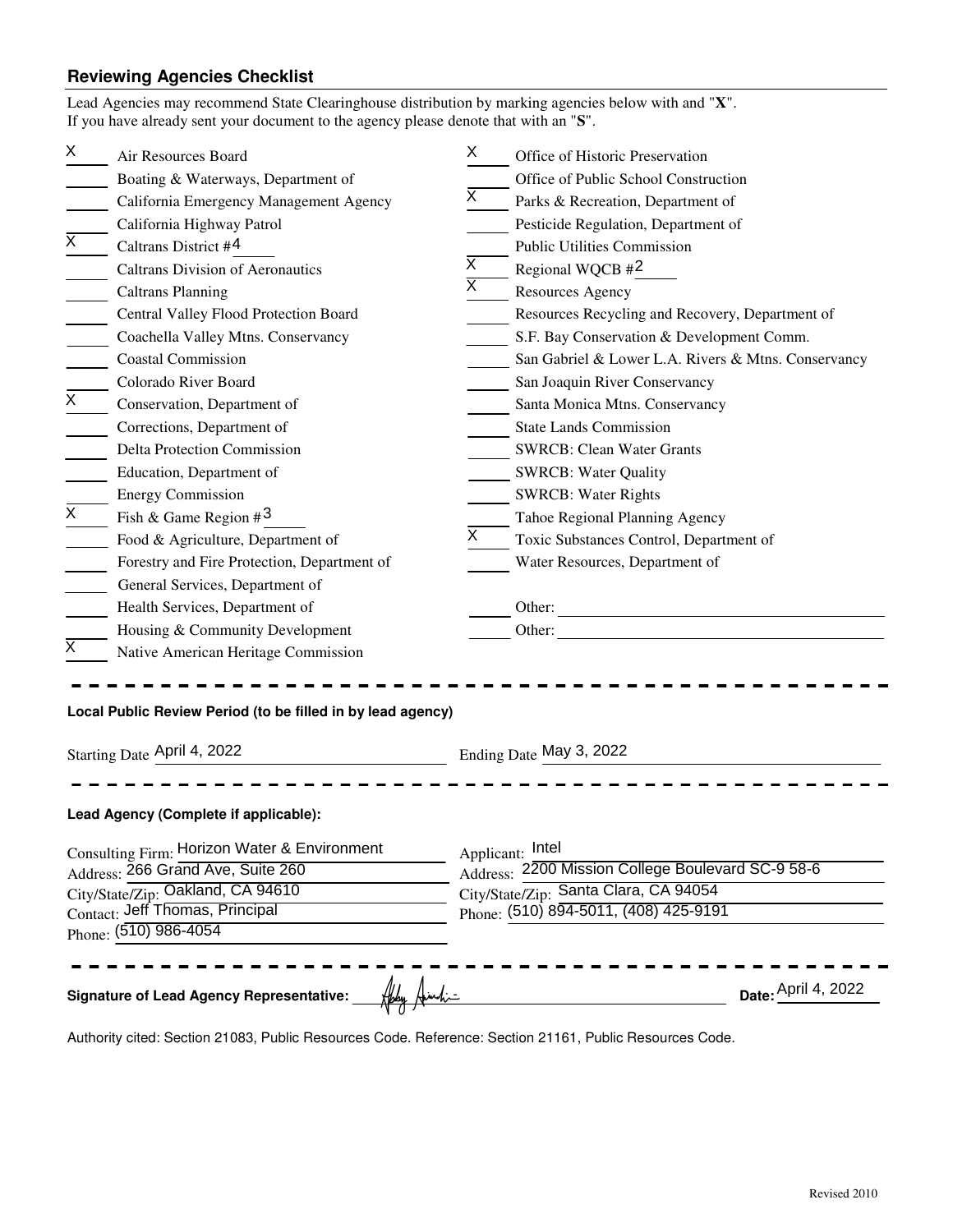## Reviewing Agencies Checklist

Lead Agencies may recommend State Clearinghouse distribution by marking agencies below with and "**X**".
If you have already sent your document to the agency please denote that with an "**S**".

| | | | |
|---|---|---|---|
| X | Air Resources Board | X | Office of Historic Preservation |
| | Boating & Waterways, Department of | | Office of Public School Construction |
| | California Emergency Management Agency | X | Parks & Recreation, Department of |
| | California Highway Patrol | | Pesticide Regulation, Department of |
| X | Caltrans District #4 | | Public Utilities Commission |
| | Caltrans Division of Aeronautics | X | Regional WQCB #2 |
| | Caltrans Planning | X | Resources Agency |
| | Central Valley Flood Protection Board | | Resources Recycling and Recovery, Department of |
| | Coachella Valley Mtns. Conservancy | | S.F. Bay Conservation & Development Comm. |
| | Coastal Commission | | San Gabriel & Lower L.A. Rivers & Mtns. Conservancy |
| | Colorado River Board | | San Joaquin River Conservancy |
| X | Conservation, Department of | | Santa Monica Mtns. Conservancy |
| | Corrections, Department of | | State Lands Commission |
| | Delta Protection Commission | | SWRCB: Clean Water Grants |
| | Education, Department of | | SWRCB: Water Quality |
| | Energy Commission | | SWRCB: Water Rights |
| X | Fish & Game Region #3 | | Tahoe Regional Planning Agency |
| | Food & Agriculture, Department of | X | Toxic Substances Control, Department of |
| | Forestry and Fire Protection, Department of | | Water Resources, Department of |
| | General Services, Department of | | |
| | Health Services, Department of | | Other: |
| | Housing & Community Development | | Other: |
| X | Native American Heritage Commission | | |

**Local Public Review Period (to be filled in by lead agency)**

Starting Date April 4, 2022 Ending Date May 3, 2022

**Lead Agency (Complete if applicable):**

Consulting Firm: Horizon Water & Environment
Address: 266 Grand Ave, Suite 260
City/State/Zip: Oakland, CA 94610
Contact: Jeff Thomas, Principal
Phone: (510) 986-4054

Applicant: Intel
Address: 2200 Mission College Boulevard SC-9 58-6
City/State/Zip: Santa Clara, CA 94054
Phone: (510) 894-5011, (408) 425-9191

**Signature of Lead Agency Representative:** [signature] **Date:** April 4, 2022

Authority cited: Section 21083, Public Resources Code. Reference: Section 21161, Public Resources Code.

Revised 2010